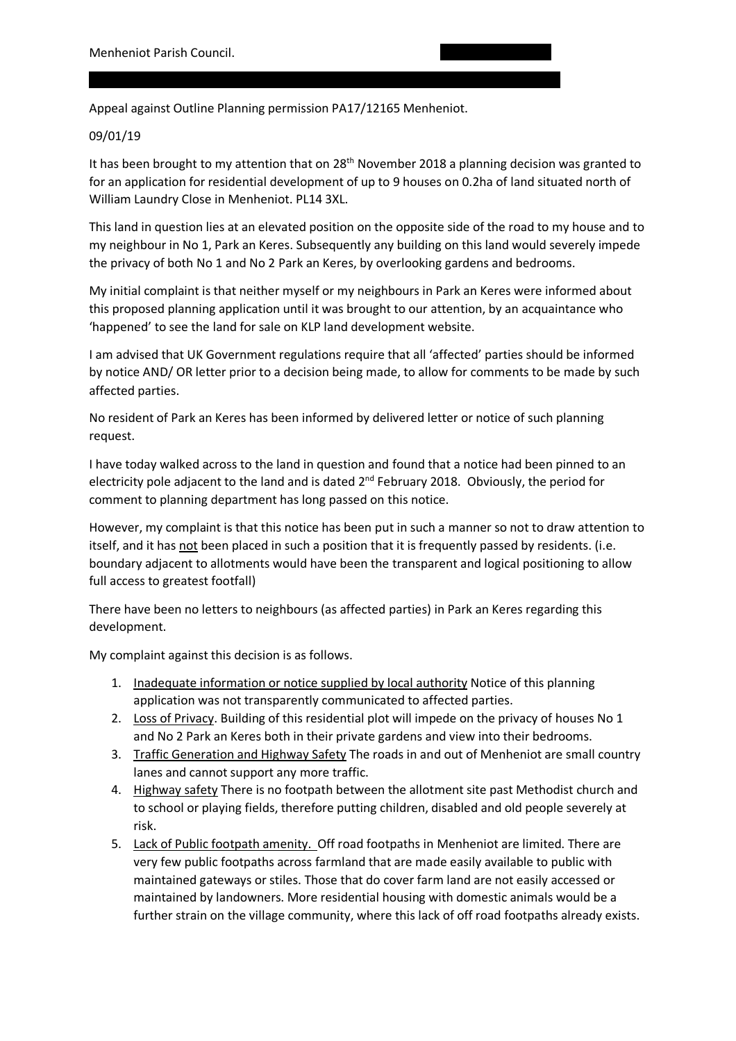Menheniot Parish Council.

Appeal against Outline Planning permission PA17/12165 Menheniot.

09/01/19

It has been brought to my attention that on 28th November 2018 a planning decision was granted to for an application for residential development of up to 9 houses on 0.2ha of land situated north of William Laundry Close in Menheniot. PL14 3XL.

This land in question lies at an elevated position on the opposite side of the road to my house and to my neighbour in No 1, Park an Keres. Subsequently any building on this land would severely impede the privacy of both No 1 and No 2 Park an Keres, by overlooking gardens and bedrooms.

My initial complaint is that neither myself or my neighbours in Park an Keres were informed about this proposed planning application until it was brought to our attention, by an acquaintance who 'happened' to see the land for sale on KLP land development website.

I am advised that UK Government regulations require that all 'affected' parties should be informed by notice AND/ OR letter prior to a decision being made, to allow for comments to be made by such affected parties.

No resident of Park an Keres has been informed by delivered letter or notice of such planning request.

I have today walked across to the land in question and found that a notice had been pinned to an electricity pole adjacent to the land and is dated 2nd February 2018. Obviously, the period for comment to planning department has long passed on this notice.

However, my complaint is that this notice has been put in such a manner so not to draw attention to itself, and it has <u>not</u> been placed in such a position that it is frequently passed by residents. (i.e. boundary adjacent to allotments would have been the transparent and logical positioning to allow full access to greatest footfall)

There have been no letters to neighbours (as affected parties) in Park an Keres regarding this development.

My complaint against this decision is as follows.

1. <u>Inadequate information or notice supplied by local authority</u> Notice of this planning application was not transparently communicated to affected parties.
2. <u>Loss of Privacy</u>. Building of this residential plot will impede on the privacy of houses No 1 and No 2 Park an Keres both in their private gardens and view into their bedrooms.
3. <u>Traffic Generation and Highway Safety</u> The roads in and out of Menheniot are small country lanes and cannot support any more traffic.
4. <u>Highway safety</u> There is no footpath between the allotment site past Methodist church and to school or playing fields, therefore putting children, disabled and old people severely at risk.
5. <u>Lack of Public footpath amenity.</u> Off road footpaths in Menheniot are limited. There are very few public footpaths across farmland that are made easily available to public with maintained gateways or stiles. Those that do cover farm land are not easily accessed or maintained by landowners. More residential housing with domestic animals would be a further strain on the village community, where this lack of off road footpaths already exists.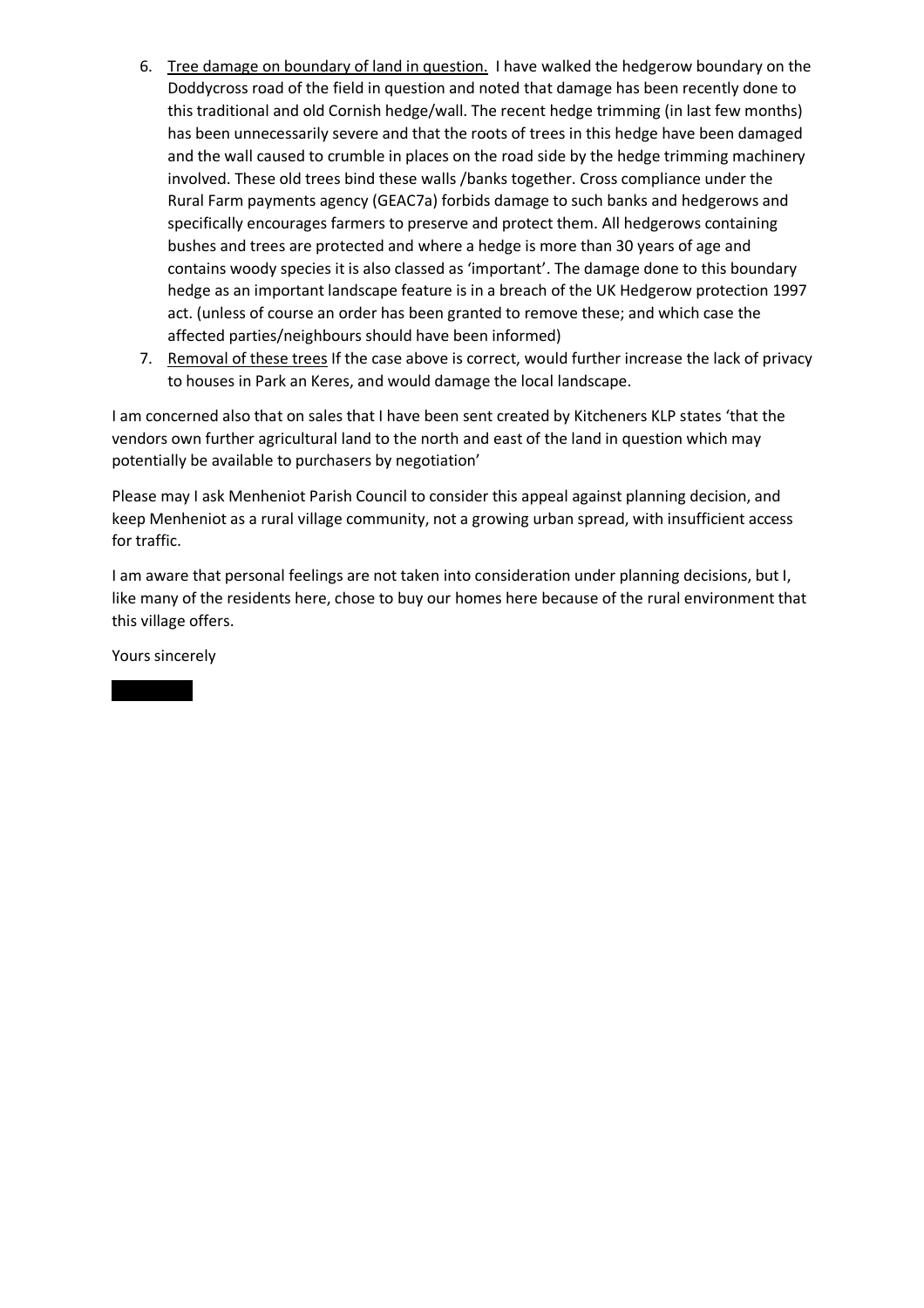6. <u>Tree damage on boundary of land in question.</u> I have walked the hedgerow boundary on the Doddycross road of the field in question and noted that damage has been recently done to this traditional and old Cornish hedge/wall. The recent hedge trimming (in last few months) has been unnecessarily severe and that the roots of trees in this hedge have been damaged and the wall caused to crumble in places on the road side by the hedge trimming machinery involved. These old trees bind these walls /banks together. Cross compliance under the Rural Farm payments agency (GEAC7a) forbids damage to such banks and hedgerows and specifically encourages farmers to preserve and protect them. All hedgerows containing bushes and trees are protected and where a hedge is more than 30 years of age and contains woody species it is also classed as 'important'. The damage done to this boundary hedge as an important landscape feature is in a breach of the UK Hedgerow protection 1997 act. (unless of course an order has been granted to remove these; and which case the affected parties/neighbours should have been informed)
7. <u>Removal of these trees</u> If the case above is correct, would further increase the lack of privacy to houses in Park an Keres, and would damage the local landscape.

I am concerned also that on sales that I have been sent created by Kitcheners KLP states 'that the vendors own further agricultural land to the north and east of the land in question which may potentially be available to purchasers by negotiation'

Please may I ask Menheniot Parish Council to consider this appeal against planning decision, and keep Menheniot as a rural village community, not a growing urban spread, with insufficient access for traffic.

I am aware that personal feelings are not taken into consideration under planning decisions, but I, like many of the residents here, chose to buy our homes here because of the rural environment that this village offers.

Yours sincerely